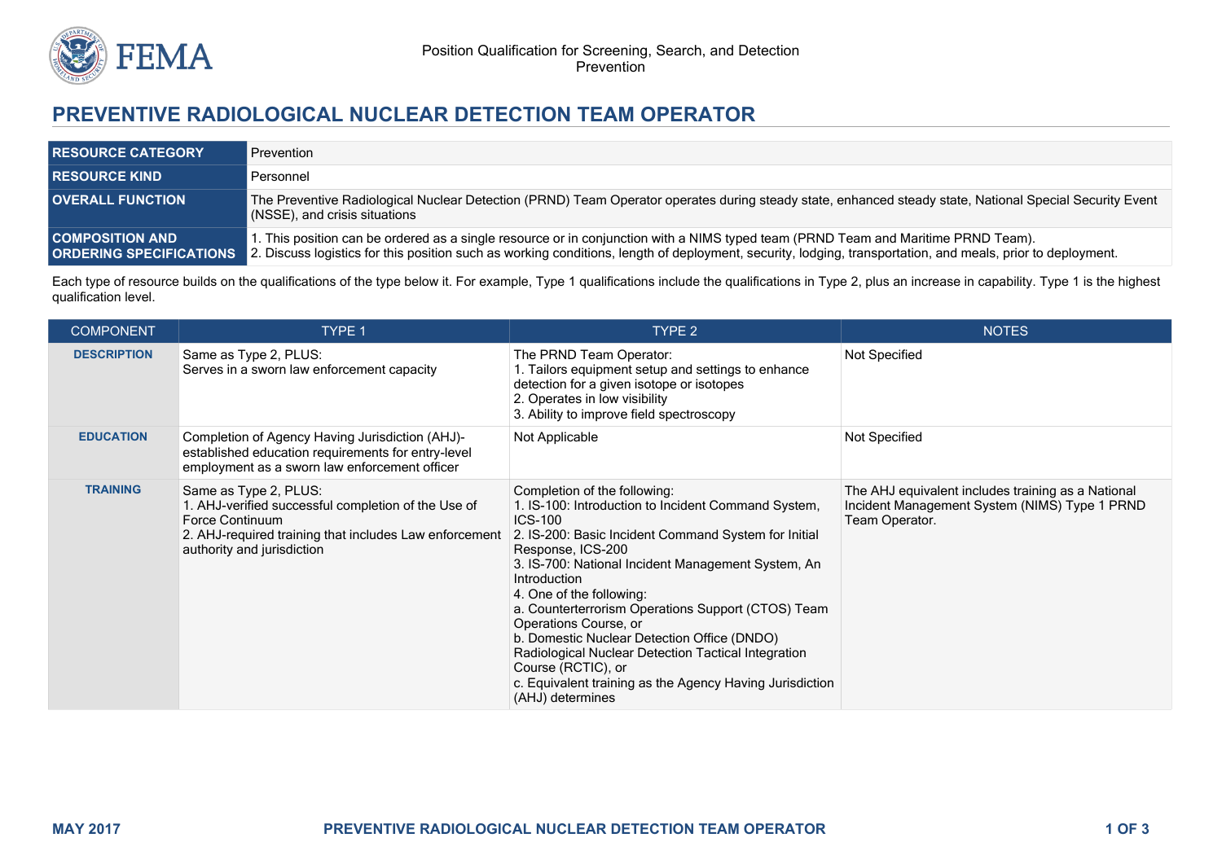Position Qualification for Screening, Search, and Detection
Prevention

# PREVENTIVE RADIOLOGICAL NUCLEAR DETECTION TEAM OPERATOR

| | |
|---|---|
| **RESOURCE CATEGORY** | Prevention |
| **RESOURCE KIND** | Personnel |
| **OVERALL FUNCTION** | The Preventive Radiological Nuclear Detection (PRND) Team Operator operates during steady state, enhanced steady state, National Special Security Event (NSSE), and crisis situations |
| **COMPOSITION AND ORDERING SPECIFICATIONS** | 1. This position can be ordered as a single resource or in conjunction with a NIMS typed team (PRND Team and Maritime PRND Team).<br>2. Discuss logistics for this position such as working conditions, length of deployment, security, lodging, transportation, and meals, prior to deployment. |

Each type of resource builds on the qualifications of the type below it. For example, Type 1 qualifications include the qualifications in Type 2, plus an increase in capability. Type 1 is the highest qualification level.

| COMPONENT | TYPE 1 | TYPE 2 | NOTES |
|---|---|---|---|
| **DESCRIPTION** | Same as Type 2, PLUS:<br>Serves in a sworn law enforcement capacity | The PRND Team Operator:<br>1. Tailors equipment setup and settings to enhance detection for a given isotope or isotopes<br>2. Operates in low visibility<br>3. Ability to improve field spectroscopy | Not Specified |
| **EDUCATION** | Completion of Agency Having Jurisdiction (AHJ)-established education requirements for entry-level employment as a sworn law enforcement officer | Not Applicable | Not Specified |
| **TRAINING** | Same as Type 2, PLUS:<br>1. AHJ-verified successful completion of the Use of Force Continuum<br>2. AHJ-required training that includes Law enforcement authority and jurisdiction | Completion of the following:<br>1. IS-100: Introduction to Incident Command System, ICS-100<br>2. IS-200: Basic Incident Command System for Initial Response, ICS-200<br>3. IS-700: National Incident Management System, An Introduction<br>4. One of the following:<br>a. Counterterrorism Operations Support (CTOS) Team Operations Course, or<br>b. Domestic Nuclear Detection Office (DNDO) Radiological Nuclear Detection Tactical Integration Course (RCTIC), or<br>c. Equivalent training as the Agency Having Jurisdiction (AHJ) determines | The AHJ equivalent includes training as a National Incident Management System (NIMS) Type 1 PRND Team Operator. |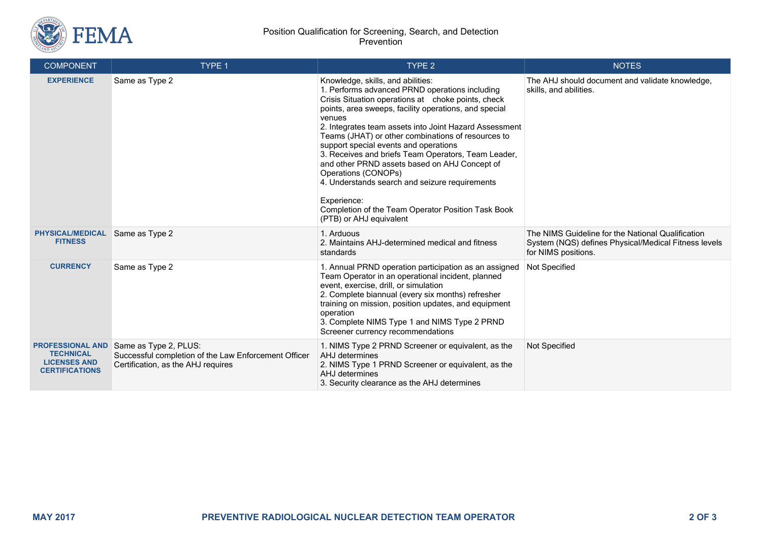| COMPONENT | TYPE 1 | TYPE 2 | NOTES |
|---|---|---|---|
| **EXPERIENCE** | Same as Type 2 | Knowledge, skills, and abilities:<br>1. Performs advanced PRND operations including Crisis Situation operations at choke points, check points, area sweeps, facility operations, and special venues<br>2. Integrates team assets into Joint Hazard Assessment Teams (JHAT) or other combinations of resources to support special events and operations<br>3. Receives and briefs Team Operators, Team Leader, and other PRND assets based on AHJ Concept of Operations (CONOPs)<br>4. Understands search and seizure requirements<br><br>Experience:<br>Completion of the Team Operator Position Task Book (PTB) or AHJ equivalent | The AHJ should document and validate knowledge, skills, and abilities. |
| **PHYSICAL/MEDICAL FITNESS** | Same as Type 2 | 1. Arduous<br>2. Maintains AHJ-determined medical and fitness standards | The NIMS Guideline for the National Qualification System (NQS) defines Physical/Medical Fitness levels for NIMS positions. |
| **CURRENCY** | Same as Type 2 | 1. Annual PRND operation participation as an assigned Team Operator in an operational incident, planned event, exercise, drill, or simulation<br>2. Complete biannual (every six months) refresher training on mission, position updates, and equipment operation<br>3. Complete NIMS Type 1 and NIMS Type 2 PRND Screener currency recommendations | Not Specified |
| **PROFESSIONAL AND TECHNICAL LICENSES AND CERTIFICATIONS** | Same as Type 2, PLUS:<br>Successful completion of the Law Enforcement Officer Certification, as the AHJ requires | 1. NIMS Type 2 PRND Screener or equivalent, as the AHJ determines<br>2. NIMS Type 1 PRND Screener or equivalent, as the AHJ determines<br>3. Security clearance as the AHJ determines | Not Specified |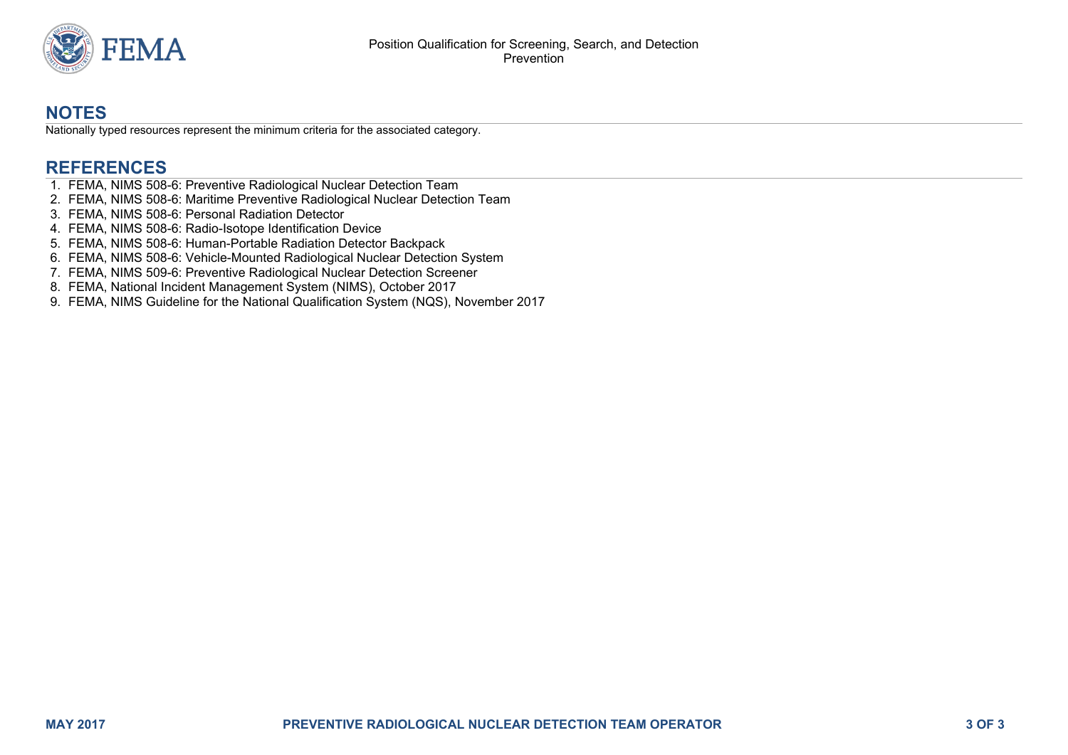## NOTES

Nationally typed resources represent the minimum criteria for the associated category.

## REFERENCES

1. FEMA, NIMS 508-6: Preventive Radiological Nuclear Detection Team
2. FEMA, NIMS 508-6: Maritime Preventive Radiological Nuclear Detection Team
3. FEMA, NIMS 508-6: Personal Radiation Detector
4. FEMA, NIMS 508-6: Radio-Isotope Identification Device
5. FEMA, NIMS 508-6: Human-Portable Radiation Detector Backpack
6. FEMA, NIMS 508-6: Vehicle-Mounted Radiological Nuclear Detection System
7. FEMA, NIMS 509-6: Preventive Radiological Nuclear Detection Screener
8. FEMA, National Incident Management System (NIMS), October 2017
9. FEMA, NIMS Guideline for the National Qualification System (NQS), November 2017